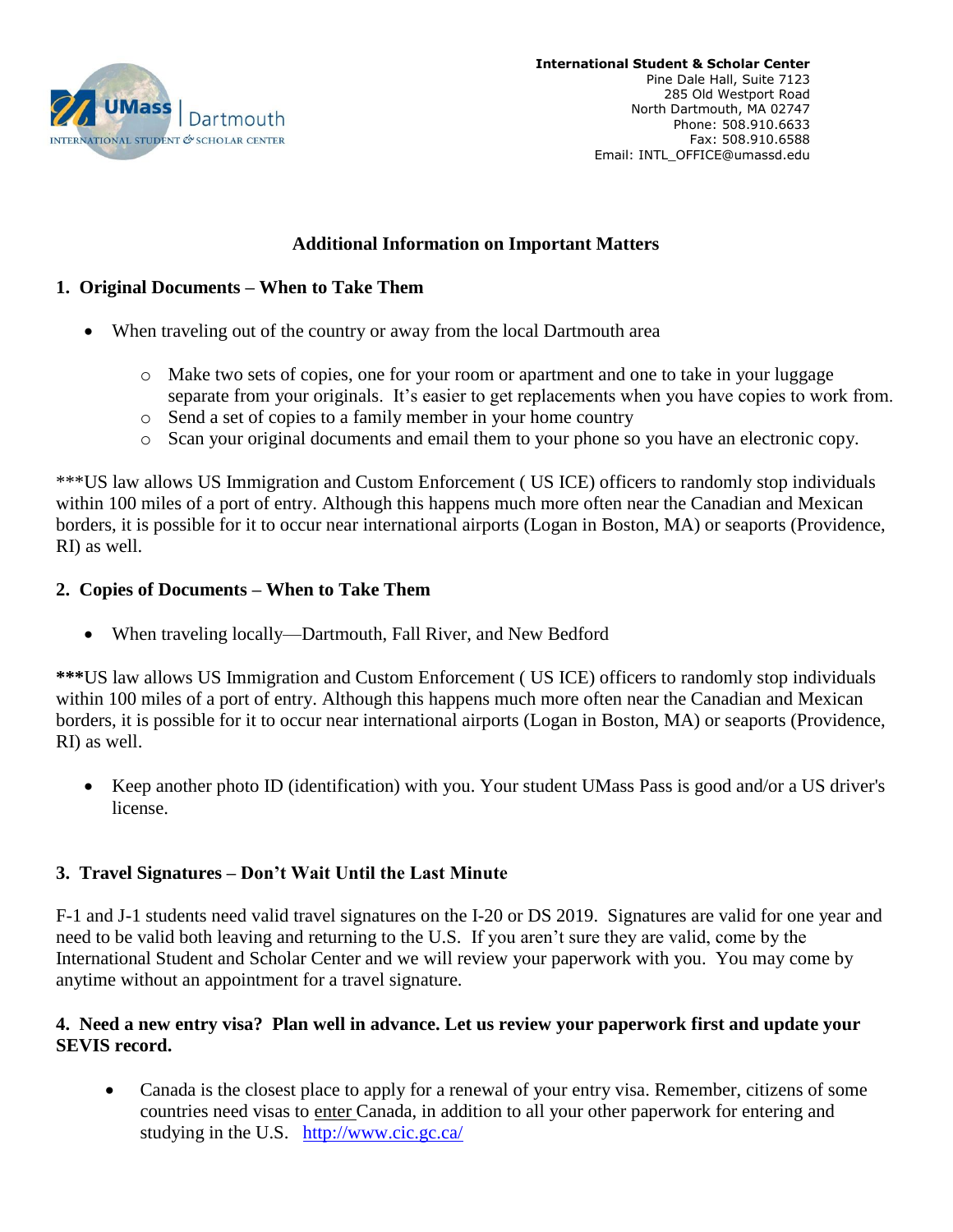**International Student & Scholar Center**
Pine Dale Hall, Suite 7123
285 Old Westport Road
North Dartmouth, MA 02747
Phone: 508.910.6633
Fax: 508.910.6588
Email: INTL_OFFICE@umassd.edu

# Additional Information on Important Matters

## 1. Original Documents – When to Take Them

- When traveling out of the country or away from the local Dartmouth area
  - Make two sets of copies, one for your room or apartment and one to take in your luggage separate from your originals. It's easier to get replacements when you have copies to work from.
  - Send a set of copies to a family member in your home country
  - Scan your original documents and email them to your phone so you have an electronic copy.

***US law allows US Immigration and Custom Enforcement ( US ICE) officers to randomly stop individuals within 100 miles of a port of entry. Although this happens much more often near the Canadian and Mexican borders, it is possible for it to occur near international airports (Logan in Boston, MA) or seaports (Providence, RI) as well.

## 2. Copies of Documents – When to Take Them

- When traveling locally—Dartmouth, Fall River, and New Bedford

**\*\*\***US law allows US Immigration and Custom Enforcement ( US ICE) officers to randomly stop individuals within 100 miles of a port of entry. Although this happens much more often near the Canadian and Mexican borders, it is possible for it to occur near international airports (Logan in Boston, MA) or seaports (Providence, RI) as well.

- Keep another photo ID (identification) with you. Your student UMass Pass is good and/or a US driver's license.

## 3. Travel Signatures – Don't Wait Until the Last Minute

F-1 and J-1 students need valid travel signatures on the I-20 or DS 2019. Signatures are valid for one year and need to be valid both leaving and returning to the U.S. If you aren't sure they are valid, come by the International Student and Scholar Center and we will review your paperwork with you. You may come by anytime without an appointment for a travel signature.

## 4. Need a new entry visa? Plan well in advance. Let us review your paperwork first and update your SEVIS record.

- Canada is the closest place to apply for a renewal of your entry visa. Remember, citizens of some countries need visas to enter Canada, in addition to all your other paperwork for entering and studying in the U.S. http://www.cic.gc.ca/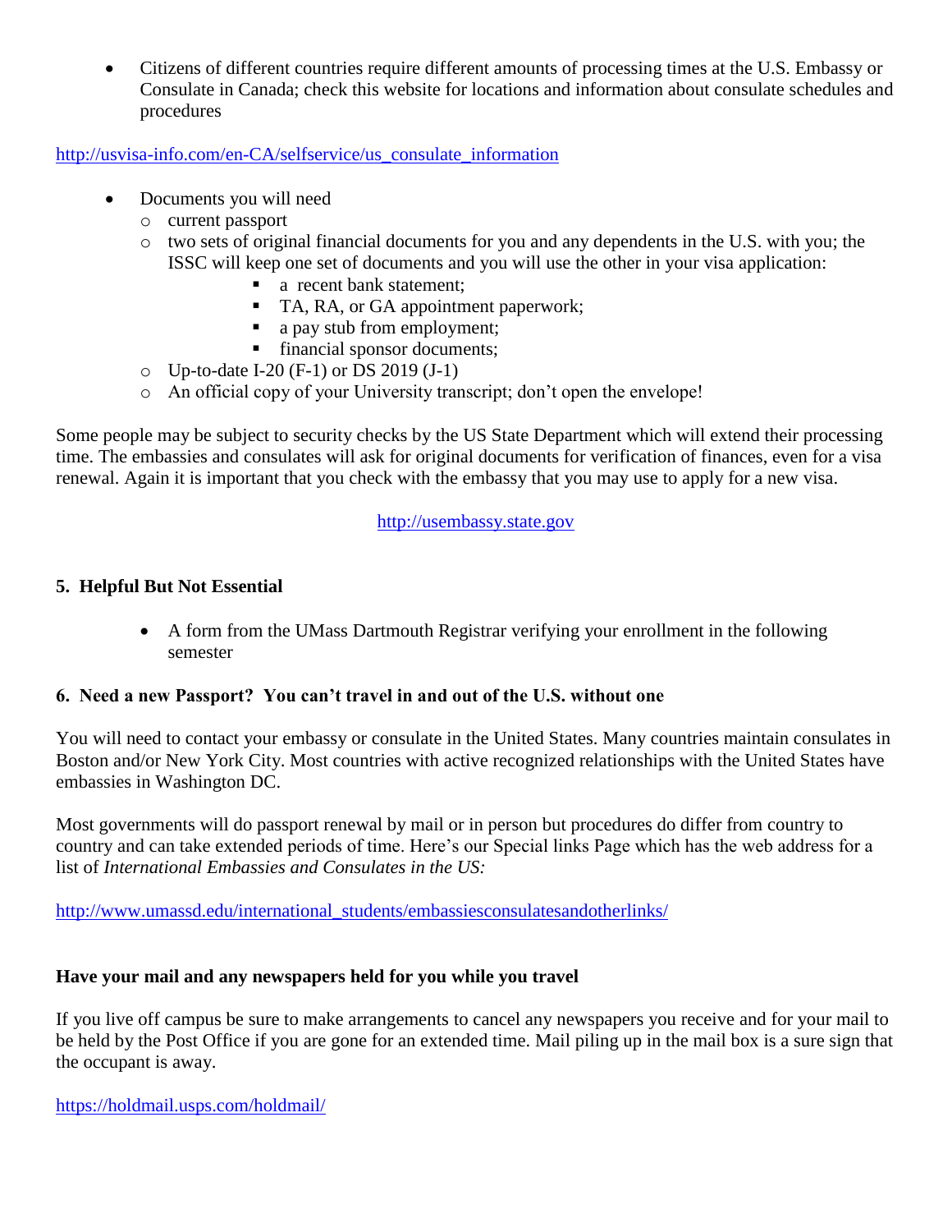- Citizens of different countries require different amounts of processing times at the U.S. Embassy or Consulate in Canada; check this website for locations and information about consulate schedules and procedures

http://usvisa-info.com/en-CA/selfservice/us_consulate_information

- Documents you will need
  - current passport
  - two sets of original financial documents for you and any dependents in the U.S. with you; the ISSC will keep one set of documents and you will use the other in your visa application:
    - a recent bank statement;
    - TA, RA, or GA appointment paperwork;
    - a pay stub from employment;
    - financial sponsor documents;
  - Up-to-date I-20 (F-1) or DS 2019 (J-1)
  - An official copy of your University transcript; don't open the envelope!

Some people may be subject to security checks by the US State Department which will extend their processing time. The embassies and consulates will ask for original documents for verification of finances, even for a visa renewal. Again it is important that you check with the embassy that you may use to apply for a new visa.

http://usembassy.state.gov

**5. Helpful But Not Essential**

- A form from the UMass Dartmouth Registrar verifying your enrollment in the following semester

**6. Need a new Passport? You can't travel in and out of the U.S. without one**

You will need to contact your embassy or consulate in the United States. Many countries maintain consulates in Boston and/or New York City. Most countries with active recognized relationships with the United States have embassies in Washington DC.

Most governments will do passport renewal by mail or in person but procedures do differ from country to country and can take extended periods of time. Here's our Special links Page which has the web address for a list of *International Embassies and Consulates in the US:*

http://www.umassd.edu/international_students/embassiesconsulatesandotherlinks/

**Have your mail and any newspapers held for you while you travel**

If you live off campus be sure to make arrangements to cancel any newspapers you receive and for your mail to be held by the Post Office if you are gone for an extended time. Mail piling up in the mail box is a sure sign that the occupant is away.

https://holdmail.usps.com/holdmail/